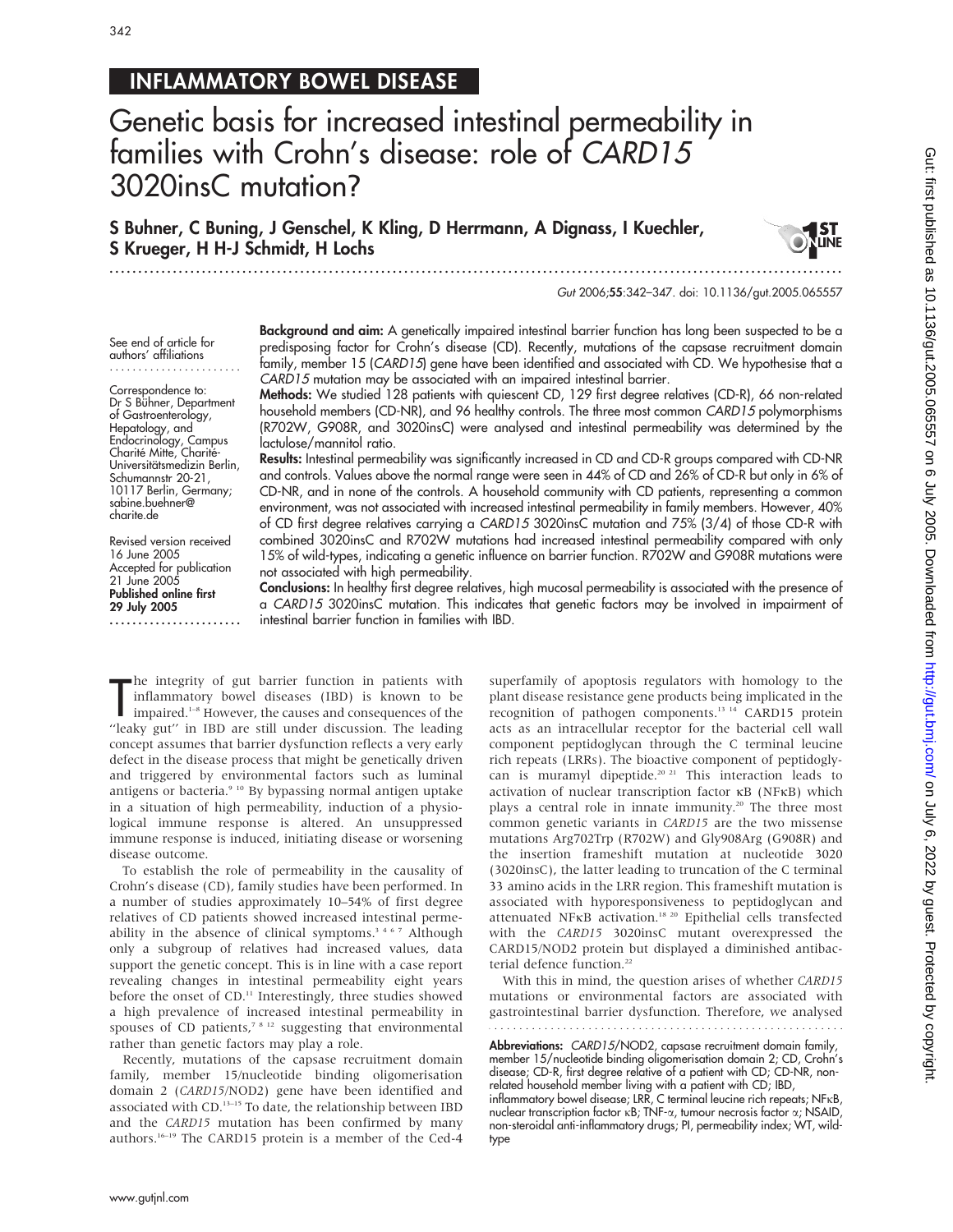# INFLAMMATORY BOWEL DISEASE

# Genetic basis for increased intestinal permeability in families with Crohn's disease: role of *CARD15* 3020insC mutation?

**S Buhner, C Buning, J Genschel, K Kling, D Herrmann, A Dignass, I Kuechler, S Krueger, H H-J Schmidt, H Lochs**

*Gut* 2006;**55**:342–347. doi: 10.1136/gut.2005.065557

See end of article for authors' affiliations

Correspondence to: Dr S Bühner, Department of Gastroenterology, Hepatology, and Endocrinology, Campus Charité Mitte, Charité-Universitätsmedizin Berlin, Schumannstr 20-21, 10117 Berlin, Germany; sabine.buehner@charite.de

Revised version received 16 June 2005
Accepted for publication 21 June 2005
**Published online first 29 July 2005**

**Background and aim:** A genetically impaired intestinal barrier function has long been suspected to be a predisposing factor for Crohn's disease (CD). Recently, mutations of the capsase recruitment domain family, member 15 (*CARD15*) gene have been identified and associated with CD. We hypothesise that a *CARD15* mutation may be associated with an impaired intestinal barrier.

**Methods:** We studied 128 patients with quiescent CD, 129 first degree relatives (CD-R), 66 non-related household members (CD-NR), and 96 healthy controls. The three most common *CARD15* polymorphisms (R702W, G908R, and 3020insC) were analysed and intestinal permeability was determined by the lactulose/mannitol ratio.

**Results:** Intestinal permeability was significantly increased in CD and CD-R groups compared with CD-NR and controls. Values above the normal range were seen in 44% of CD and 26% of CD-R but only in 6% of CD-NR, and in none of the controls. A household community with CD patients, representing a common environment, was not associated with increased intestinal permeability in family members. However, 40% of CD first degree relatives carrying a *CARD15* 3020insC mutation and 75% (3/4) of those CD-R with combined 3020insC and R702W mutations had increased intestinal permeability compared with only 15% of wild-types, indicating a genetic influence on barrier function. R702W and G908R mutations were not associated with high permeability.

**Conclusions:** In healthy first degree relatives, high mucosal permeability is associated with the presence of a *CARD15* 3020insC mutation. This indicates that genetic factors may be involved in impairment of intestinal barrier function in families with IBD.

The integrity of gut barrier function in patients with inflammatory bowel diseases (IBD) is known to be impaired.[1–8] However, the causes and consequences of the "leaky gut" in IBD are still under discussion. The leading concept assumes that barrier dysfunction reflects a very early defect in the disease process that might be genetically driven and triggered by environmental factors such as luminal antigens or bacteria.[9,10] By bypassing normal antigen uptake in a situation of high permeability, induction of a physiological immune response is altered. An unsuppressed immune response is induced, initiating disease or worsening disease outcome.

To establish the role of permeability in the causality of Crohn's disease (CD), family studies have been performed. In a number of studies approximately 10–54% of first degree relatives of CD patients showed increased intestinal permeability in the absence of clinical symptoms.[3,4,6,7] Although only a subgroup of relatives had increased values, data support the genetic concept. This is in line with a case report revealing changes in intestinal permeability eight years before the onset of CD.[11] Interestingly, three studies showed a high prevalence of increased intestinal permeability in spouses of CD patients,[7,8,12] suggesting that environmental rather than genetic factors may play a role.

Recently, mutations of the capsase recruitment domain family, member 15/nucleotide binding oligomerisation domain 2 (*CARD15*/NOD2) gene have been identified and associated with CD.[13–15] To date, the relationship between IBD and the *CARD15* mutation has been confirmed by many authors.[16–19] The CARD15 protein is a member of the Ced-4 superfamily of apoptosis regulators with homology to the plant disease resistance gene products being implicated in the recognition of pathogen components.[13,14] CARD15 protein acts as an intracellular receptor for the bacterial cell wall component peptidoglycan through the C terminal leucine rich repeats (LRRs). The bioactive component of peptidoglycan is muramyl dipeptide.[20,21] This interaction leads to activation of nuclear transcription factor κB (NFκB) which plays a central role in innate immunity.[20] The three most common genetic variants in *CARD15* are the two missense mutations Arg702Trp (R702W) and Gly908Arg (G908R) and the insertion frameshift mutation at nucleotide 3020 (3020insC), the latter leading to truncation of the C terminal 33 amino acids in the LRR region. This frameshift mutation is associated with hyporesponsiveness to peptidoglycan and attenuated NFκB activation.[18,20] Epithelial cells transfected with the *CARD15* 3020insC mutant overexpressed the CARD15/NOD2 protein but displayed a diminished antibacterial defence function.[22]

With this in mind, the question arises of whether *CARD15* mutations or environmental factors are associated with gastrointestinal barrier dysfunction. Therefore, we analysed

**Abbreviations:** *CARD15*/NOD2, capsase recruitment domain family, member 15/nucleotide binding oligomerisation domain 2; CD, Crohn's disease; CD-R, first degree relative of a patient with CD; CD-NR, non-related household member living with a patient with CD; IBD, inflammatory bowel disease; LRR, C terminal leucine rich repeats; NFκB, nuclear transcription factor κB; TNF-α, tumour necrosis factor α; NSAID, non-steroidal anti-inflammatory drugs; PI, permeability index; WT, wild-type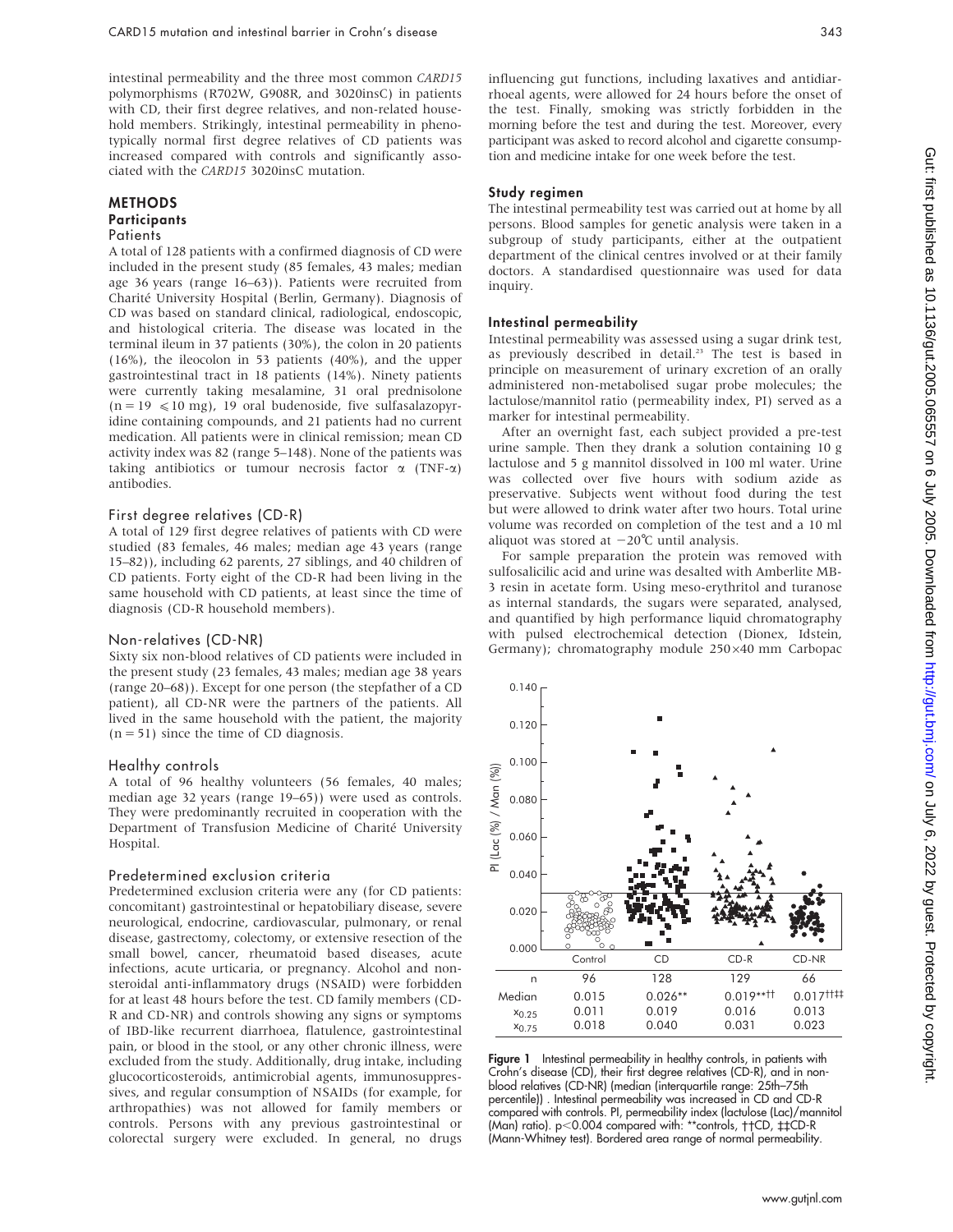intestinal permeability and the three most common *CARD15* polymorphisms (R702W, G908R, and 3020insC) in patients with CD, their first degree relatives, and non-related household members. Strikingly, intestinal permeability in phenotypically normal first degree relatives of CD patients was increased compared with controls and significantly associated with the *CARD15* 3020insC mutation.

## METHODS

### Participants

#### Patients

A total of 128 patients with a confirmed diagnosis of CD were included in the present study (85 females, 43 males; median age 36 years (range 16–63)). Patients were recruited from Charité University Hospital (Berlin, Germany). Diagnosis of CD was based on standard clinical, radiological, endoscopic, and histological criteria. The disease was located in the terminal ileum in 37 patients (30%), the colon in 20 patients (16%), the ileocolon in 53 patients (40%), and the upper gastrointestinal tract in 18 patients (14%). Ninety patients were currently taking mesalamine, 31 oral prednisolone ($n = 19 \leqslant 10$ mg), 19 oral budenoside, five sulfasalazopyridine containing compounds, and 21 patients had no current medication. All patients were in clinical remission; mean CD activity index was 82 (range 5–148). None of the patients was taking antibiotics or tumour necrosis factor α (TNF-α) antibodies.

#### First degree relatives (CD-R)

A total of 129 first degree relatives of patients with CD were studied (83 females, 46 males; median age 43 years (range 15–82)), including 62 parents, 27 siblings, and 40 children of CD patients. Forty eight of the CD-R had been living in the same household with CD patients, at least since the time of diagnosis (CD-R household members).

#### Non-relatives (CD-NR)

Sixty six non-blood relatives of CD patients were included in the present study (23 females, 43 males; median age 38 years (range 20–68)). Except for one person (the stepfather of a CD patient), all CD-NR were the partners of the patients. All lived in the same household with the patient, the majority ($n = 51$) since the time of CD diagnosis.

#### Healthy controls

A total of 96 healthy volunteers (56 females, 40 males; median age 32 years (range 19–65)) were used as controls. They were predominantly recruited in cooperation with the Department of Transfusion Medicine of Charité University Hospital.

#### Predetermined exclusion criteria

Predetermined exclusion criteria were any (for CD patients: concomitant) gastrointestinal or hepatobiliary disease, severe neurological, endocrine, cardiovascular, pulmonary, or renal disease, gastrectomy, colectomy, or extensive resection of the small bowel, cancer, rheumatoid based diseases, acute infections, acute urticaria, or pregnancy. Alcohol and non-steroidal anti-inflammatory drugs (NSAID) were forbidden for at least 48 hours before the test. CD family members (CD-R and CD-NR) and controls showing any signs or symptoms of IBD-like recurrent diarrhoea, flatulence, gastrointestinal pain, or blood in the stool, or any other chronic illness, were excluded from the study. Additionally, drug intake, including glucocorticosteroids, antimicrobial agents, immunosuppressives, and regular consumption of NSAIDs (for example, for arthropathies) was not allowed for family members or controls. Persons with any previous gastrointestinal or colorectal surgery were excluded. In general, no drugs influencing gut functions, including laxatives and antidiarrhoeal agents, were allowed for 24 hours before the onset of the test. Finally, smoking was strictly forbidden in the morning before the test and during the test. Moreover, every participant was asked to record alcohol and cigarette consumption and medicine intake for one week before the test.

### Study regimen

The intestinal permeability test was carried out at home by all persons. Blood samples for genetic analysis were taken in a subgroup of study participants, either at the outpatient department of the clinical centres involved or at their family doctors. A standardised questionnaire was used for data inquiry.

### Intestinal permeability

Intestinal permeability was assessed using a sugar drink test, as previously described in detail.[23] The test is based in principle on measurement of urinary excretion of an orally administered non-metabolised sugar probe molecules; the lactulose/mannitol ratio (permeability index, PI) served as a marker for intestinal permeability.

After an overnight fast, each subject provided a pre-test urine sample. Then they drank a solution containing 10 g lactulose and 5 g mannitol dissolved in 100 ml water. Urine was collected over five hours with sodium azide as preservative. Subjects went without food during the test but were allowed to drink water after two hours. Total urine volume was recorded on completion of the test and a 10 ml aliquot was stored at −20°C until analysis.

For sample preparation the protein was removed with sulfosalicilic acid and urine was desalted with Amberlite MB-3 resin in acetate form. Using meso-erythritol and turanose as internal standards, the sugars were separated, analysed, and quantified by high performance liquid chromatography with pulsed electrochemical detection (Dionex, Idstein, Germany); chromatography module 250×40 mm Carbopac

| | Control | CD | CD-R | CD-NR |
|---|---|---|---|---|
| n | 96 | 128 | 129 | 66 |
| Median | 0.015 | 0.026** | 0.019**†† | 0.017††‡‡ |
| $x_{0.25}$ | 0.011 | 0.019 | 0.016 | 0.013 |
| $x_{0.75}$ | 0.018 | 0.040 | 0.031 | 0.023 |

**Figure 1** Intestinal permeability in healthy controls, in patients with Crohn's disease (CD), their first degree relatives (CD-R), and in non-blood relatives (CD-NR) (median (interquartile range: 25th–75th percentile)) . Intestinal permeability was increased in CD and CD-R compared with controls. PI, permeability index (lactulose (Lac)/mannitol (Man) ratio). $p<0.004$ compared with: **controls, ††CD, ‡‡CD-R (Mann-Whitney test). Bordered area range of normal permeability.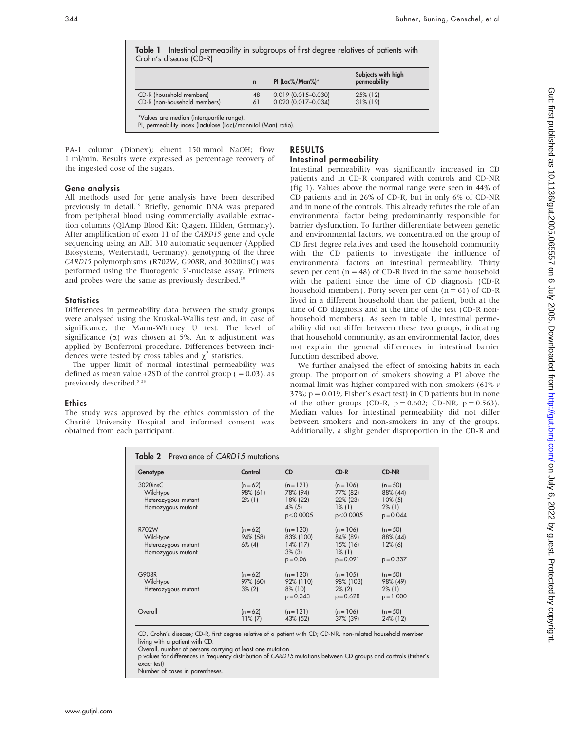**Table 1** Intestinal permeability in subgroups of first degree relatives of patients with Crohn's disease (CD-R)

| | n | PI (Lac%/Man%)* | Subjects with high permeability |
|---|---|---|---|
| CD-R (household members) | 48 | 0.019 (0.015–0.030) | 25% (12) |
| CD-R (non-household members) | 61 | 0.020 (0.017–0.034) | 31% (19) |

*Values are median (interquartile range).
PI, permeability index (lactulose (Lac)/mannitol (Man) ratio).

PA-1 column (Dionex); eluent 150 mmol NaOH; flow 1 ml/min. Results were expressed as percentage recovery of the ingested dose of the sugars.

### Gene analysis

All methods used for gene analysis have been described previously in detail.[19] Briefly, genomic DNA was prepared from peripheral blood using commercially available extraction columns (QIAmp Blood Kit; Qiagen, Hilden, Germany). After amplification of exon 11 of the *CARD15* gene and cycle sequencing using an ABI 310 automatic sequencer (Applied Biosystems, Weiterstadt, Germany), genotyping of the three *CARD15* polymorphisms (R702W, G908R, and 3020insC) was performed using the fluorogenic 5′-nuclease assay. Primers and probes were the same as previously described.[19]

### Statistics

Differences in permeability data between the study groups were analysed using the Kruskal-Wallis test and, in case of significance, the Mann-Whitney U test. The level of significance ($\alpha$) was chosen at 5%. An $\alpha$ adjustment was applied by Bonferroni procedure. Differences between incidences were tested by cross tables and $\chi^2$ statistics.

The upper limit of normal intestinal permeability was defined as mean value +2SD of the control group ( = 0.03), as previously described.[5,23]

### Ethics

The study was approved by the ethics commission of the Charité University Hospital and informed consent was obtained from each participant.

## RESULTS

### Intestinal permeability

Intestinal permeability was significantly increased in CD patients and in CD-R compared with controls and CD-NR (fig 1). Values above the normal range were seen in 44% of CD patients and in 26% of CD-R, but in only 6% of CD-NR and in none of the controls. This already refutes the role of an environmental factor being predominantly responsible for barrier dysfunction. To further differentiate between genetic and environmental factors, we concentrated on the group of CD first degree relatives and used the household community with the CD patients to investigate the influence of environmental factors on intestinal permeability. Thirty seven per cent (n = 48) of CD-R lived in the same household with the patient since the time of CD diagnosis (CD-R household members). Forty seven per cent (n = 61) of CD-R lived in a different household than the patient, both at the time of CD diagnosis and at the time of the test (CD-R non-household members). As seen in table 1, intestinal permeability did not differ between these two groups, indicating that household community, as an environmental factor, does not explain the general differences in intestinal barrier function described above.

We further analysed the effect of smoking habits in each group. The proportion of smokers showing a PI above the normal limit was higher compared with non-smokers (61% *v* 37%; p = 0.019, Fisher's exact test) in CD patients but in none of the other groups (CD-R, p = 0.602; CD-NR, p = 0.563). Median values for intestinal permeability did not differ between smokers and non-smokers in any of the groups. Additionally, a slight gender disproportion in the CD-R and

**Table 2** Prevalence of *CARD15* mutations

| Genotype | Control | CD | CD-R | CD-NR |
|---|---|---|---|---|
| 3020insC | (n = 62) | (n = 121) | (n = 106) | (n = 50) |
| Wild-type | 98% (61) | 78% (94) | 77% (82) | 88% (44) |
| Heterozygous mutant | 2% (1) | 18% (22) | 22% (23) | 10% (5) |
| Homozygous mutant | | 4% (5) | 1% (1) | 2% (1) |
| | | p<0.0005 | p<0.0005 | p = 0.044 |
| R702W | (n = 62) | (n = 120) | (n = 106) | (n = 50) |
| Wild-type | 94% (58) | 83% (100) | 84% (89) | 88% (44) |
| Heterozygous mutant | 6% (4) | 14% (17) | 15% (16) | 12% (6) |
| Homozygous mutant | | 3% (3) | 1% (1) | |
| | | p = 0.06 | p = 0.091 | p = 0.337 |
| G908R | (n = 62) | (n = 120) | (n = 105) | (n = 50) |
| Wild-type | 97% (60) | 92% (110) | 98% (103) | 98% (49) |
| Heterozygous mutant | 3% (2) | 8% (10) | 2% (2) | 2% (1) |
| | | p = 0.343 | p = 0.628 | p = 1.000 |
| Overall | (n = 62) | (n = 121) | (n = 106) | (n = 50) |
| | 11% (7) | 43% (52) | 37% (39) | 24% (12) |

CD, Crohn's disease; CD-R, first degree relative of a patient with CD; CD-NR, non-related household member living with a patient with CD.
Overall, number of persons carrying at least one mutation.
p values for differences in frequency distribution of *CARD15* mutations between CD groups and controls (Fisher's exact test)
Number of cases in parentheses.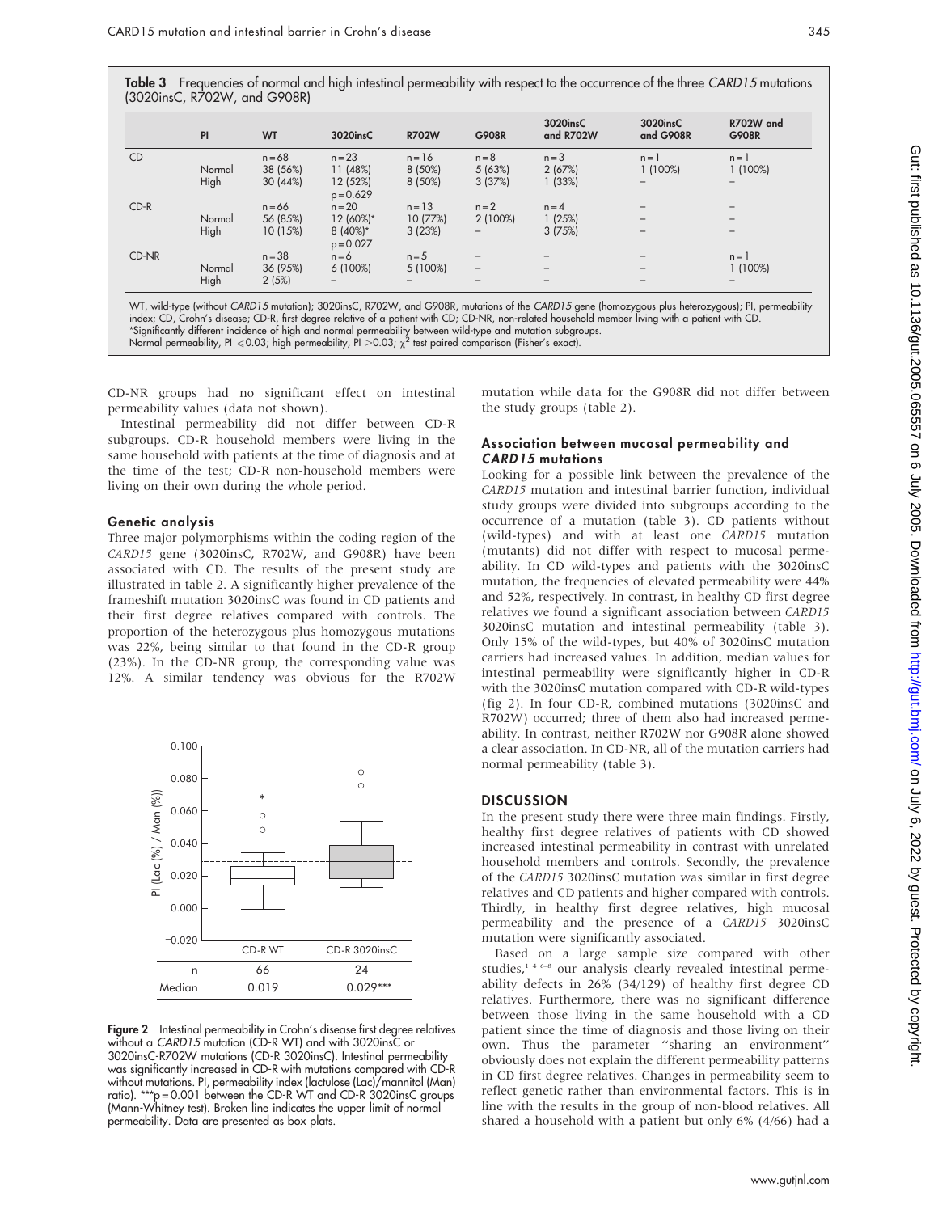**Table 3** Frequencies of normal and high intestinal permeability with respect to the occurrence of the three *CARD15* mutations (3020insC, R702W, and G908R)

| | PI | WT | 3020insC | R702W | G908R | 3020insC and R702W | 3020insC and G908R | R702W and G908R |
|---|---|---|---|---|---|---|---|---|
| CD | | n = 68 | n = 23 | n = 16 | n = 8 | n = 3 | n = 1 | n = 1 |
| | Normal | 38 (56%) | 11 (48%) | 8 (50%) | 5 (63%) | 2 (67%) | 1 (100%) | 1 (100%) |
| | High | 30 (44%) | 12 (52%) | 8 (50%) | 3 (37%) | 1 (33%) | – | – |
| | | | p = 0.629 | | | | | |
| CD-R | | n = 66 | n = 20 | n = 13 | n = 2 | n = 4 | – | – |
| | Normal | 56 (85%) | 12 (60%)* | 10 (77%) | 2 (100%) | 1 (25%) | – | – |
| | High | 10 (15%) | 8 (40%)* | 3 (23%) | – | 3 (75%) | – | – |
| | | | p = 0.027 | | | | | |
| CD-NR | | n = 38 | n = 6 | n = 5 | – | – | – | n = 1 |
| | Normal | 36 (95%) | 6 (100%) | 5 (100%) | – | – | – | 1 (100%) |
| | High | 2 (5%) | – | – | – | – | – | – |

WT, wild-type (without *CARD15* mutation); 3020insC, R702W, and G908R, mutations of the *CARD15* gene (homozygous plus heterozygous); PI, permeability index; CD, Crohn's disease; CD-R, first degree relative of a patient with CD; CD-NR, non-related household member living with a patient with CD.
*Significantly different incidence of high and normal permeability between wild-type and mutation subgroups.
Normal permeability, PI $\leqslant 0.03$; high permeability, PI $> 0.03$; $\chi^2$ test paired comparison (Fisher's exact).

CD-NR groups had no significant effect on intestinal permeability values (data not shown).

Intestinal permeability did not differ between CD-R subgroups. CD-R household members were living in the same household with patients at the time of diagnosis and at the time of the test; CD-R non-household members were living on their own during the whole period.

### Genetic analysis

Three major polymorphisms within the coding region of the *CARD15* gene (3020insC, R702W, and G908R) have been associated with CD. The results of the present study are illustrated in table 2. A significantly higher prevalence of the frameshift mutation 3020insC was found in CD patients and their first degree relatives compared with controls. The proportion of the heterozygous plus homozygous mutations was 22%, being similar to that found in the CD-R group (23%). In the CD-NR group, the corresponding value was 12%. A similar tendency was obvious for the R702W mutation while data for the G908R did not differ between the study groups (table 2).

| | CD-R WT | CD-R 3020insC |
|---|---|---|
| n | 66 | 24 |
| Median | 0.019 | 0.029*** |

**Figure 2** Intestinal permeability in Crohn's disease first degree relatives without a *CARD15* mutation (CD-R WT) and with 3020insC or 3020insC-R702W mutations (CD-R 3020insC). Intestinal permeability was significantly increased in CD-R with mutations compared with CD-R without mutations. PI, permeability index (lactulose (Lac)/mannitol (Man) ratio). ***p = 0.001 between the CD-R WT and CD-R 3020insC groups (Mann-Whitney test). Broken line indicates the upper limit of normal permeability. Data are presented as box plats.

### Association between mucosal permeability and *CARD15* mutations

Looking for a possible link between the prevalence of the *CARD15* mutation and intestinal barrier function, individual study groups were divided into subgroups according to the occurrence of a mutation (table 3). CD patients without (wild-types) and with at least one *CARD15* mutation (mutants) did not differ with respect to mucosal permeability. In CD wild-types and patients with the 3020insC mutation, the frequencies of elevated permeability were 44% and 52%, respectively. In contrast, in healthy CD first degree relatives we found a significant association between *CARD15* 3020insC mutation and intestinal permeability (table 3). Only 15% of the wild-types, but 40% of 3020insC mutation carriers had increased values. In addition, median values for intestinal permeability were significantly higher in CD-R with the 3020insC mutation compared with CD-R wild-types (fig 2). In four CD-R, combined mutations (3020insC and R702W) occurred; three of them also had increased permeability. In contrast, neither R702W nor G908R alone showed a clear association. In CD-NR, all of the mutation carriers had normal permeability (table 3).

## DISCUSSION

In the present study there were three main findings. Firstly, healthy first degree relatives of patients with CD showed increased intestinal permeability in contrast with unrelated household members and controls. Secondly, the prevalence of the *CARD15* 3020insC mutation was similar in first degree relatives and CD patients and higher compared with controls. Thirdly, in healthy first degree relatives, high mucosal permeability and the presence of a *CARD15* 3020insC mutation were significantly associated.

Based on a large sample size compared with other studies,[1 4 6–8] our analysis clearly revealed intestinal permeability defects in 26% (34/129) of healthy first degree CD relatives. Furthermore, there was no significant difference between those living in the same household with a CD patient since the time of diagnosis and those living on their own. Thus the parameter ''sharing an environment'' obviously does not explain the different permeability patterns in CD first degree relatives. Changes in permeability seem to reflect genetic rather than environmental factors. This is in line with the results in the group of non-blood relatives. All shared a household with a patient but only 6% (4/66) had a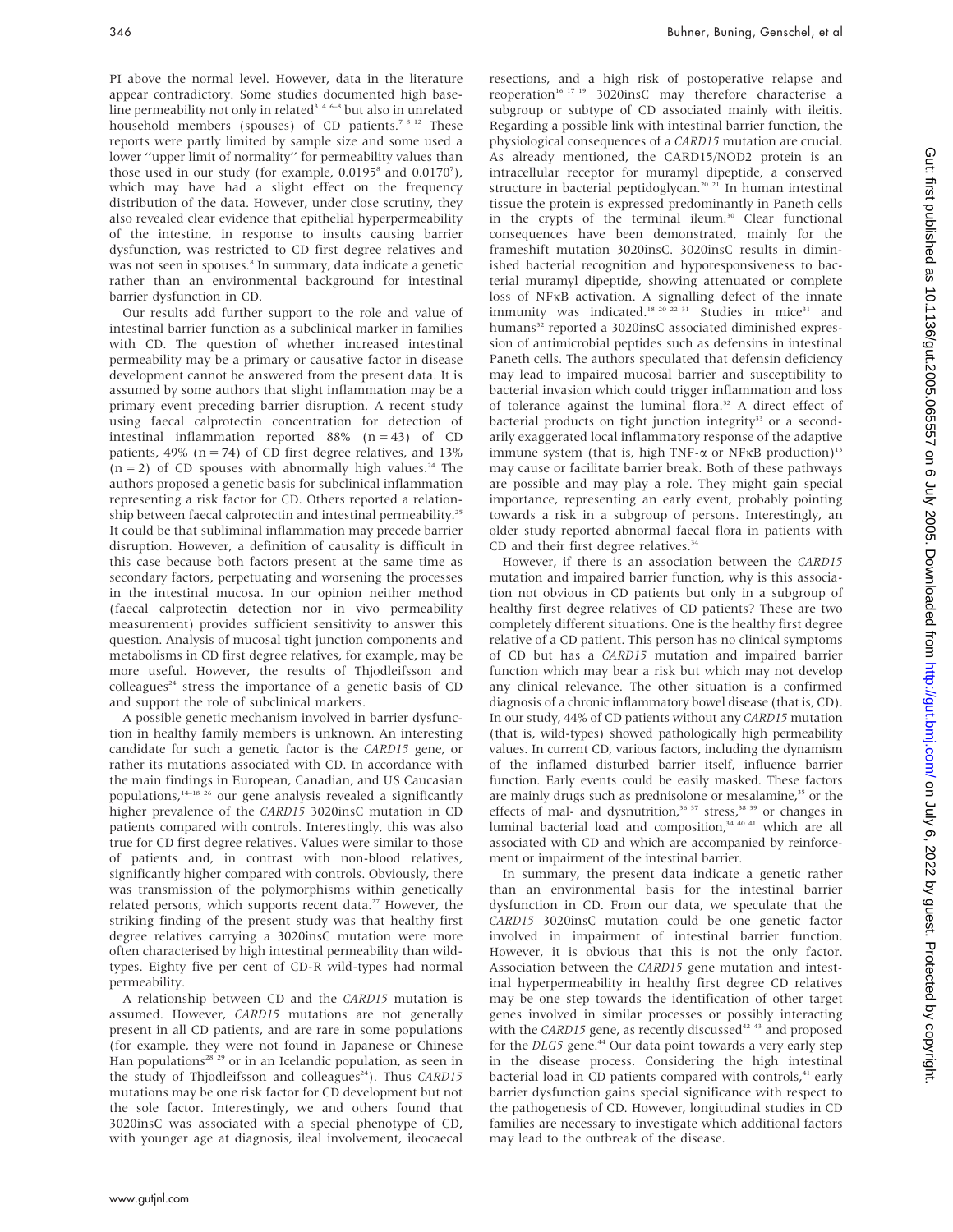PI above the normal level. However, data in the literature appear contradictory. Some studies documented high baseline permeability not only in related[3 4 6–8] but also in unrelated household members (spouses) of CD patients.[7 8 12] These reports were partly limited by sample size and some used a lower ''upper limit of normality'' for permeability values than those used in our study (for example, 0.0195[8] and 0.0170[7]), which may have had a slight effect on the frequency distribution of the data. However, under close scrutiny, they also revealed clear evidence that epithelial hyperpermeability of the intestine, in response to insults causing barrier dysfunction, was restricted to CD first degree relatives and was not seen in spouses.[8] In summary, data indicate a genetic rather than an environmental background for intestinal barrier dysfunction in CD.

Our results add further support to the role and value of intestinal barrier function as a subclinical marker in families with CD. The question of whether increased intestinal permeability may be a primary or causative factor in disease development cannot be answered from the present data. It is assumed by some authors that slight inflammation may be a primary event preceding barrier disruption. A recent study using faecal calprotectin concentration for detection of intestinal inflammation reported 88% (n = 43) of CD patients, 49% (n = 74) of CD first degree relatives, and 13% (n = 2) of CD spouses with abnormally high values.[24] The authors proposed a genetic basis for subclinical inflammation representing a risk factor for CD. Others reported a relationship between faecal calprotectin and intestinal permeability.[25] It could be that subliminal inflammation may precede barrier disruption. However, a definition of causality is difficult in this case because both factors present at the same time as secondary factors, perpetuating and worsening the processes in the intestinal mucosa. In our opinion neither method (faecal calprotectin detection nor in vivo permeability measurement) provides sufficient sensitivity to answer this question. Analysis of mucosal tight junction components and metabolisms in CD first degree relatives, for example, may be more useful. However, the results of Thjodleifsson and colleagues[24] stress the importance of a genetic basis of CD and support the role of subclinical markers.

A possible genetic mechanism involved in barrier dysfunction in healthy family members is unknown. An interesting candidate for such a genetic factor is the *CARD15* gene, or rather its mutations associated with CD. In accordance with the main findings in European, Canadian, and US Caucasian populations,[14–18 26] our gene analysis revealed a significantly higher prevalence of the *CARD15* 3020insC mutation in CD patients compared with controls. Interestingly, this was also true for CD first degree relatives. Values were similar to those of patients and, in contrast with non-blood relatives, significantly higher compared with controls. Obviously, there was transmission of the polymorphisms within genetically related persons, which supports recent data.[27] However, the striking finding of the present study was that healthy first degree relatives carrying a 3020insC mutation were more often characterised by high intestinal permeability than wild-types. Eighty five per cent of CD-R wild-types had normal permeability.

A relationship between CD and the *CARD15* mutation is assumed. However, *CARD15* mutations are not generally present in all CD patients, and are rare in some populations (for example, they were not found in Japanese or Chinese Han populations[28 29] or in an Icelandic population, as seen in the study of Thjodleifsson and colleagues[24]). Thus *CARD15* mutations may be one risk factor for CD development but not the sole factor. Interestingly, we and others found that 3020insC was associated with a special phenotype of CD, with younger age at diagnosis, ileal involvement, ileocaecal resections, and a high risk of postoperative relapse and reoperation[16 17 19] 3020insC may therefore characterise a subgroup or subtype of CD associated mainly with ileitis. Regarding a possible link with intestinal barrier function, the physiological consequences of a *CARD15* mutation are crucial. As already mentioned, the CARD15/NOD2 protein is an intracellular receptor for muramyl dipeptide, a conserved structure in bacterial peptidoglycan.[20 21] In human intestinal tissue the protein is expressed predominantly in Paneth cells in the crypts of the terminal ileum.[30] Clear functional consequences have been demonstrated, mainly for the frameshift mutation 3020insC. 3020insC results in diminished bacterial recognition and hyporesponsiveness to bacterial muramyl dipeptide, showing attenuated or complete loss of NFκB activation. A signalling defect of the innate immunity was indicated.[18 20 22 31] Studies in mice[31] and humans[32] reported a 3020insC associated diminished expression of antimicrobial peptides such as defensins in intestinal Paneth cells. The authors speculated that defensin deficiency may lead to impaired mucosal barrier and susceptibility to bacterial invasion which could trigger inflammation and loss of tolerance against the luminal flora.[32] A direct effect of bacterial products on tight junction integrity[33] or a secondarily exaggerated local inflammatory response of the adaptive immune system (that is, high TNF-α or NFκB production)[13] may cause or facilitate barrier break. Both of these pathways are possible and may play a role. They might gain special importance, representing an early event, probably pointing towards a risk in a subgroup of persons. Interestingly, an older study reported abnormal faecal flora in patients with CD and their first degree relatives.[34]

However, if there is an association between the *CARD15* mutation and impaired barrier function, why is this association not obvious in CD patients but only in a subgroup of healthy first degree relatives of CD patients? These are two completely different situations. One is the healthy first degree relative of a CD patient. This person has no clinical symptoms of CD but has a *CARD15* mutation and impaired barrier function which may bear a risk but which may not develop any clinical relevance. The other situation is a confirmed diagnosis of a chronic inflammatory bowel disease (that is, CD). In our study, 44% of CD patients without any *CARD15* mutation (that is, wild-types) showed pathologically high permeability values. In current CD, various factors, including the dynamism of the inflamed disturbed barrier itself, influence barrier function. Early events could be easily masked. These factors are mainly drugs such as prednisolone or mesalamine,[35] or the effects of mal- and dysnutrition,[36 37] stress,[38 39] or changes in luminal bacterial load and composition,[34 40 41] which are all associated with CD and which are accompanied by reinforcement or impairment of the intestinal barrier.

In summary, the present data indicate a genetic rather than an environmental basis for the intestinal barrier dysfunction in CD. From our data, we speculate that the *CARD15* 3020insC mutation could be one genetic factor involved in impairment of intestinal barrier function. However, it is obvious that this is not the only factor. Association between the *CARD15* gene mutation and intestinal hyperpermeability in healthy first degree CD relatives may be one step towards the identification of other target genes involved in similar processes or possibly interacting with the *CARD15* gene, as recently discussed[42 43] and proposed for the *DLG5* gene.[44] Our data point towards a very early step in the disease process. Considering the high intestinal bacterial load in CD patients compared with controls,[41] early barrier dysfunction gains special significance with respect to the pathogenesis of CD. However, longitudinal studies in CD families are necessary to investigate which additional factors may lead to the outbreak of the disease.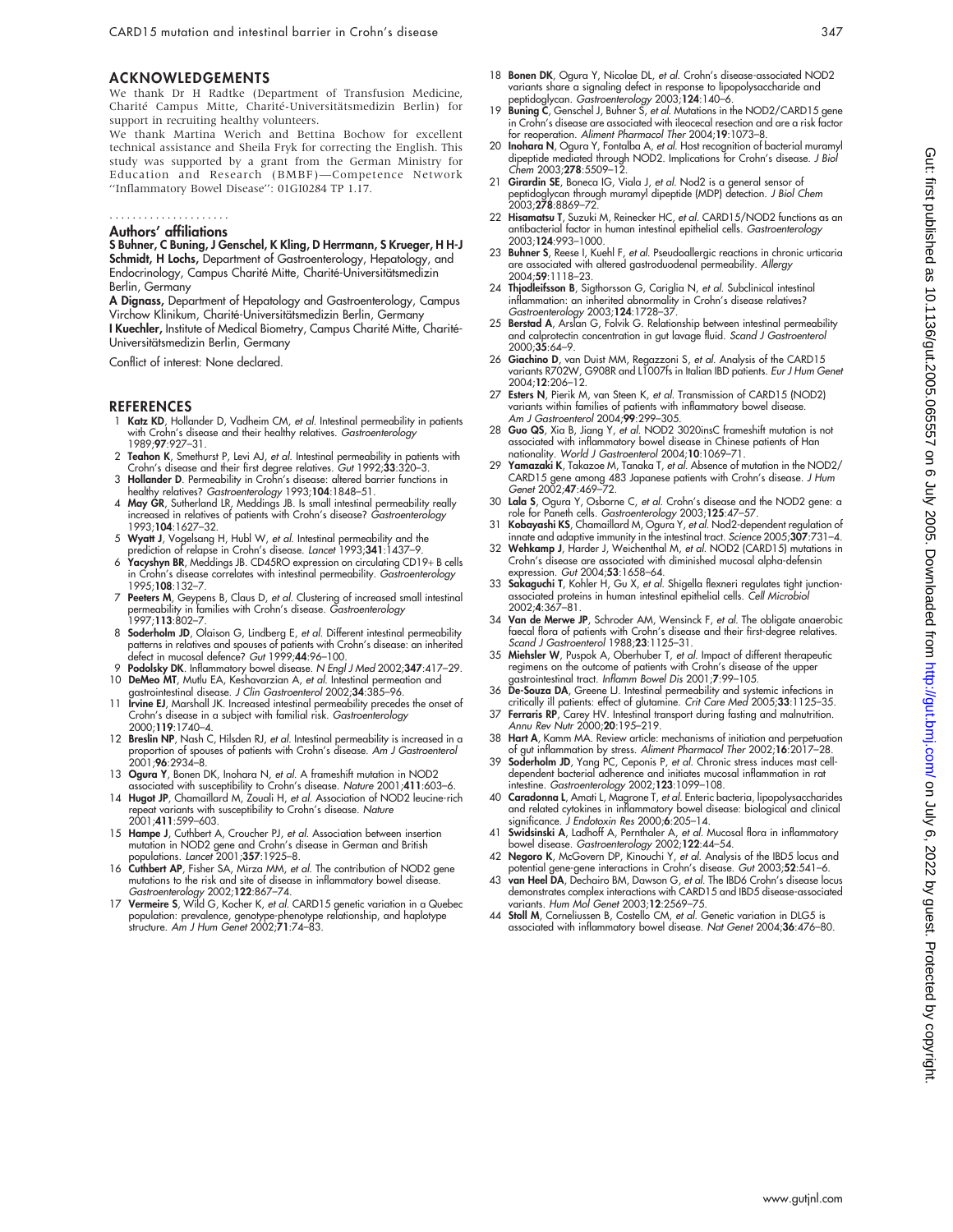## ACKNOWLEDGEMENTS

We thank Dr H Radtke (Department of Transfusion Medicine, Charité Campus Mitte, Charité-Universitätsmedizin Berlin) for support in recruiting healthy volunteers.

We thank Martina Werich and Bettina Bochow for excellent technical assistance and Sheila Fryk for correcting the English. This study was supported by a grant from the German Ministry for Education and Research (BMBF)—Competence Network ''Inflammatory Bowel Disease'': 01GI0284 TP 1.17.

### Authors' affiliations

**S Buhner, C Buning, J Genschel, K Kling, D Herrmann, S Krueger, H H-J Schmidt, H Lochs,** Department of Gastroenterology, Hepatology, and Endocrinology, Campus Charité Mitte, Charité-Universitätsmedizin Berlin, Germany

**A Dignass,** Department of Hepatology and Gastroenterology, Campus Virchow Klinikum, Charité-Universitätsmedizin Berlin, Germany

**I Kuechler,** Institute of Medical Biometry, Campus Charité Mitte, Charité-Universitätsmedizin Berlin, Germany

Conflict of interest: None declared.

## REFERENCES

1. **Katz KD**, Hollander D, Vadheim CM, *et al*. Intestinal permeability in patients with Crohn's disease and their healthy relatives. *Gastroenterology* 1989;**97**:927–31.
2. **Teahon K**, Smethurst P, Levi AJ, *et al*. Intestinal permeability in patients with Crohn's disease and their first degree relatives. *Gut* 1992;**33**:320–3.
3. **Hollander D**. Permeability in Crohn's disease: altered barrier functions in healthy relatives? *Gastroenterology* 1993;**104**:1848–51.
4. **May GR**, Sutherland LR, Meddings JB. Is small intestinal permeability really increased in relatives of patients with Crohn's disease? *Gastroenterology* 1993;**104**:1627–32.
5. **Wyatt J**, Vogelsang H, Hubl W, *et al*. Intestinal permeability and the prediction of relapse in Crohn's disease. *Lancet* 1993;**341**:1437–9.
6. **Yacyshyn BR**, Meddings JB. CD45RO expression on circulating CD19+ B cells in Crohn's disease correlates with intestinal permeability. *Gastroenterology* 1995;**108**:132–7.
7. **Peeters M**, Geypens B, Claus D, *et al*. Clustering of increased small intestinal permeability in families with Crohn's disease. *Gastroenterology* 1997;**113**:802–7.
8. **Soderholm JD**, Olaison G, Lindberg E, *et al*. Different intestinal permeability patterns in relatives and spouses of patients with Crohn's disease: an inherited defect in mucosal defence? *Gut* 1999;**44**:96–100.
9. **Podolsky DK**. Inflammatory bowel disease. *N Engl J Med* 2002;**347**:417–29.
10. **DeMeo MT**, Mutlu EA, Keshavarzian A, *et al*. Intestinal permeation and gastrointestinal disease. *J Clin Gastroenterol* 2002;**34**:385–96.
11. **Irvine EJ**, Marshall JK. Increased intestinal permeability precedes the onset of Crohn's disease in a subject with familial risk. *Gastroenterology* 2000;**119**:1740–4.
12. **Breslin NP**, Nash C, Hilsden RJ, *et al*. Intestinal permeability is increased in a proportion of spouses of patients with Crohn's disease. *Am J Gastroenterol* 2001;**96**:2934–8.
13. **Ogura Y**, Bonen DK, Inohara N, *et al*. A frameshift mutation in NOD2 associated with susceptibility to Crohn's disease. *Nature* 2001;**411**:603–6.
14. **Hugot JP**, Chamaillard M, Zouali H, *et al*. Association of NOD2 leucine-rich repeat variants with susceptibility to Crohn's disease. *Nature* 2001;**411**:599–603.
15. **Hampe J**, Cuthbert A, Croucher PJ, *et al*. Association between insertion mutation in NOD2 gene and Crohn's disease in German and British populations. *Lancet* 2001;**357**:1925–8.
16. **Cuthbert AP**, Fisher SA, Mirza MM, *et al*. The contribution of NOD2 gene mutations to the risk and site of disease in inflammatory bowel disease. *Gastroenterology* 2002;**122**:867–74.
17. **Vermeire S**, Wild G, Kocher K, *et al*. CARD15 genetic variation in a Quebec population: prevalence, genotype-phenotype relationship, and haplotype structure. *Am J Hum Genet* 2002;**71**:74–83.
18. **Bonen DK**, Ogura Y, Nicolae DL, *et al*. Crohn's disease-associated NOD2 variants share a signaling defect in response to lipopolysaccharide and peptidoglycan. *Gastroenterology* 2003;**124**:140–6.
19. **Buning C**, Genschel J, Buhner S, *et al*. Mutations in the NOD2/CARD15 gene in Crohn's disease are associated with ileocecal resection and are a risk factor for reoperation. *Aliment Pharmacol Ther* 2004;**19**:1073–8.
20. **Inohara N**, Ogura Y, Fontalba A, *et al*. Host recognition of bacterial muramyl dipeptide mediated through NOD2. Implications for Crohn's disease. *J Biol Chem* 2003;**278**:5509–12.
21. **Girardin SE**, Boneca IG, Viala J, *et al*. Nod2 is a general sensor of peptidoglycan through muramyl dipeptide (MDP) detection. *J Biol Chem* 2003;**278**:8869–72.
22. **Hisamatsu T**, Suzuki M, Reinecker HC, *et al*. CARD15/NOD2 functions as an antibacterial factor in human intestinal epithelial cells. *Gastroenterology* 2003;**124**:993–1000.
23. **Buhner S**, Reese I, Kuehl F, *et al*. Pseudoallergic reactions in chronic urticaria are associated with altered gastroduodenal permeability. *Allergy* 2004;**59**:1118–23.
24. **Thjodleifsson B**, Sigthorsson G, Cariglia N, *et al*. Subclinical intestinal inflammation: an inherited abnormality in Crohn's disease relatives? *Gastroenterology* 2003;**124**:1728–37.
25. **Berstad A**, Arslan G, Folvik G. Relationship between intestinal permeability and calprotectin concentration in gut lavage fluid. *Scand J Gastroenterol* 2000;**35**:64–9.
26. **Giachino D**, van Duist MM, Regazzoni S, *et al*. Analysis of the CARD15 variants R702W, G908R and L1007fs in Italian IBD patients. *Eur J Hum Genet* 2004;**12**:206–12.
27. **Esters N**, Pierik M, van Steen K, *et al*. Transmission of CARD15 (NOD2) variants within families of patients with inflammatory bowel disease. *Am J Gastroenterol* 2004;**99**:299–305.
28. **Guo QS**, Xia B, Jiang Y, *et al*. NOD2 3020insC frameshift mutation is not associated with inflammatory bowel disease in Chinese patients of Han nationality. *World J Gastroenterol* 2004;**10**:1069–71.
29. **Yamazaki K**, Takazoe M, Tanaka T, *et al*. Absence of mutation in the NOD2/CARD15 gene among 483 Japanese patients with Crohn's disease. *J Hum Genet* 2002;**47**:469–72.
30. **Lala S**, Ogura Y, Osborne C, *et al*. Crohn's disease and the NOD2 gene: a role for Paneth cells. *Gastroenterology* 2003;**125**:47–57.
31. **Kobayashi KS**, Chamaillard M, Ogura Y, *et al*. Nod2-dependent regulation of innate and adaptive immunity in the intestinal tract. *Science* 2005;**307**:731–4.
32. **Wehkamp J**, Harder J, Weichenthal M, *et al*. NOD2 (CARD15) mutations in Crohn's disease are associated with diminished mucosal alpha-defensin expression. *Gut* 2004;**53**:1658–64.
33. **Sakaguchi T**, Kohler H, Gu X, *et al*. Shigella flexneri regulates tight junction-associated proteins in human intestinal epithelial cells. *Cell Microbiol* 2002;**4**:367–81.
34. **Van de Merwe JP**, Schroder AM, Wensinck F, *et al*. The obligate anaerobic faecal flora of patients with Crohn's disease and their first-degree relatives. *Scand J Gastroenterol* 1988;**23**:1125–31.
35. **Miehsler W**, Puspok A, Oberhuber T, *et al*. Impact of different therapeutic regimens on the outcome of patients with Crohn's disease of the upper gastrointestinal tract. *Inflamm Bowel Dis* 2001;**7**:99–105.
36. **De-Souza DA**, Greene LJ. Intestinal permeability and systemic infections in critically ill patients: effect of glutamine. *Crit Care Med* 2005;**33**:1125–35.
37. **Ferraris RP**, Carey HV. Intestinal transport during fasting and malnutrition. *Annu Rev Nutr* 2000;**20**:195–219.
38. **Hart A**, Kamm MA. Review article: mechanisms of initiation and perpetuation of gut inflammation by stress. *Aliment Pharmacol Ther* 2002;**16**:2017–28.
39. **Soderholm JD**, Yang PC, Ceponis P, *et al*. Chronic stress induces mast cell-dependent bacterial adherence and initiates mucosal inflammation in rat intestine. *Gastroenterology* 2002;**123**:1099–108.
40. **Caradonna L**, Amati L, Magrone T, *et al*. Enteric bacteria, lipopolysaccharides and related cytokines in inflammatory bowel disease: biological and clinical significance. *J Endotoxin Res* 2000;**6**:205–14.
41. **Swidsinski A**, Ladhoff A, Pernthaler A, *et al*. Mucosal flora in inflammatory bowel disease. *Gastroenterology* 2002;**122**:44–54.
42. **Negoro K**, McGovern DP, Kinouchi Y, *et al*. Analysis of the IBD5 locus and potential gene-gene interactions in Crohn's disease. *Gut* 2003;**52**:541–6.
43. **van Heel DA**, Dechairo BM, Dawson G, *et al*. The IBD6 Crohn's disease locus demonstrates complex interactions with CARD15 and IBD5 disease-associated variants. *Hum Mol Genet* 2003;**12**:2569–75.
44. **Stoll M**, Corneliussen B, Costello CM, *et al*. Genetic variation in DLG5 is associated with inflammatory bowel disease. *Nat Genet* 2004;**36**:476–80.